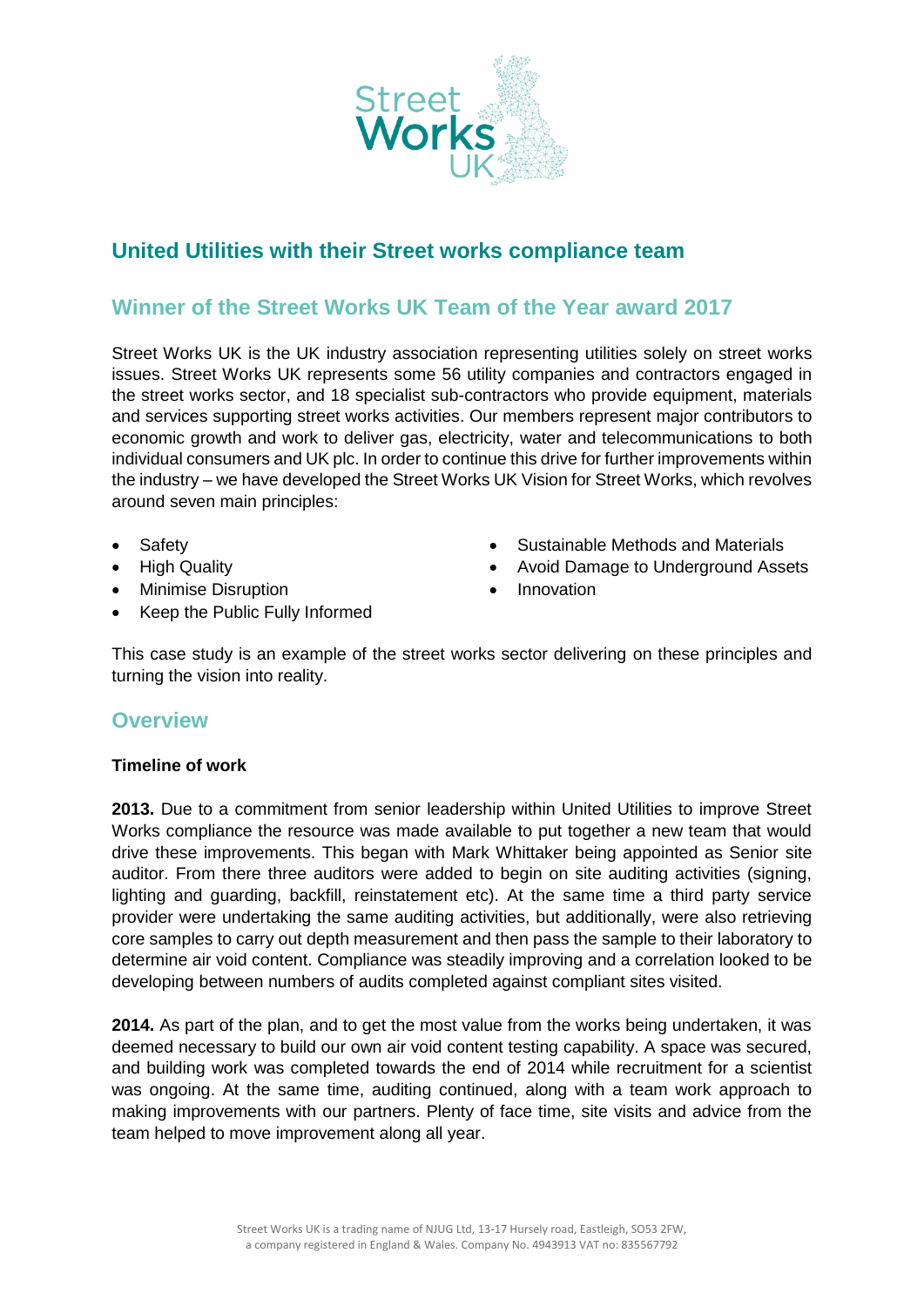## United Utilities with their Street works compliance team

## Winner of the Street Works UK Team of the Year award 2017

Street Works UK is the UK industry association representing utilities solely on street works issues. Street Works UK represents some 56 utility companies and contractors engaged in the street works sector, and 18 specialist sub-contractors who provide equipment, materials and services supporting street works activities. Our members represent major contributors to economic growth and work to deliver gas, electricity, water and telecommunications to both individual consumers and UK plc. In order to continue this drive for further improvements within the industry – we have developed the Street Works UK Vision for Street Works, which revolves around seven main principles:

- Safety
- High Quality
- Minimise Disruption
- Keep the Public Fully Informed
- Sustainable Methods and Materials
- Avoid Damage to Underground Assets
- Innovation

This case study is an example of the street works sector delivering on these principles and turning the vision into reality.

## Overview

**Timeline of work**

**2013.** Due to a commitment from senior leadership within United Utilities to improve Street Works compliance the resource was made available to put together a new team that would drive these improvements. This began with Mark Whittaker being appointed as Senior site auditor. From there three auditors were added to begin on site auditing activities (signing, lighting and guarding, backfill, reinstatement etc). At the same time a third party service provider were undertaking the same auditing activities, but additionally, were also retrieving core samples to carry out depth measurement and then pass the sample to their laboratory to determine air void content. Compliance was steadily improving and a correlation looked to be developing between numbers of audits completed against compliant sites visited.

**2014.** As part of the plan, and to get the most value from the works being undertaken, it was deemed necessary to build our own air void content testing capability. A space was secured, and building work was completed towards the end of 2014 while recruitment for a scientist was ongoing. At the same time, auditing continued, along with a team work approach to making improvements with our partners. Plenty of face time, site visits and advice from the team helped to move improvement along all year.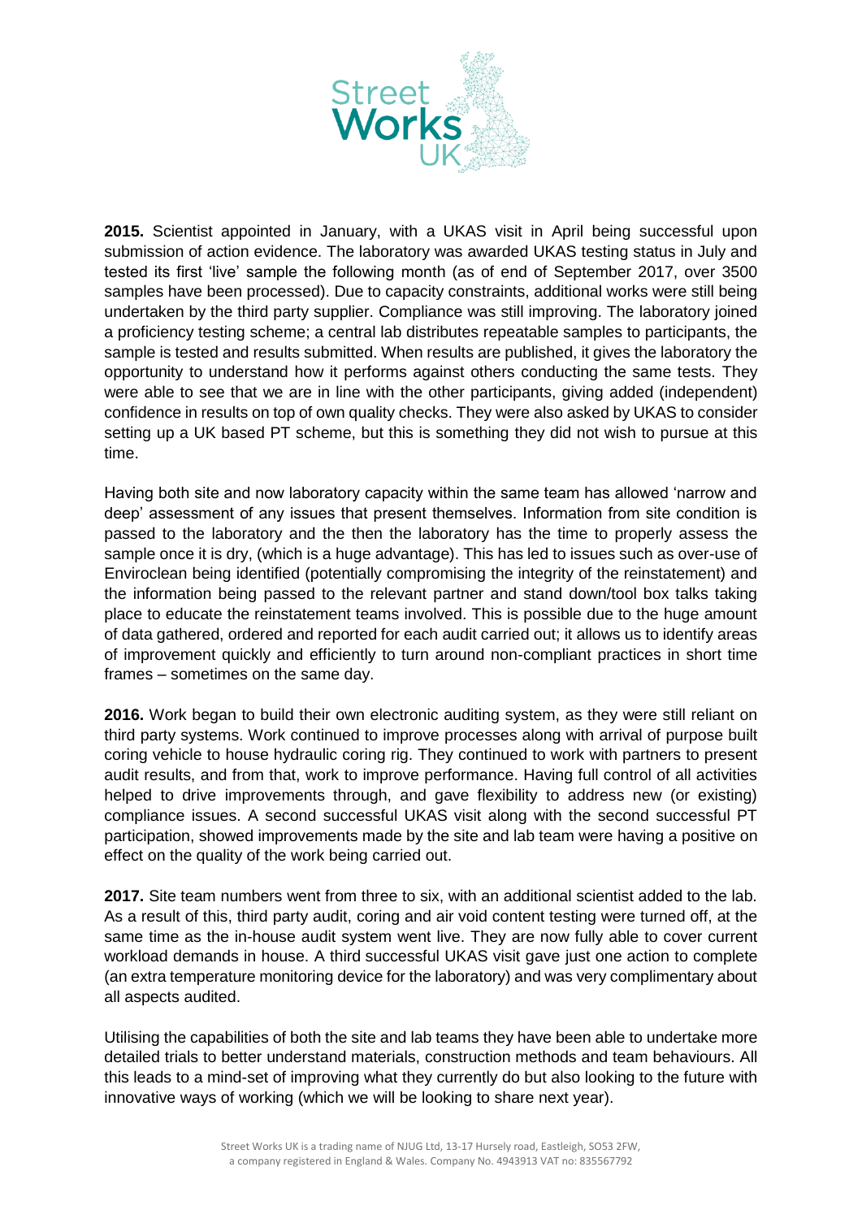**2015.** Scientist appointed in January, with a UKAS visit in April being successful upon submission of action evidence. The laboratory was awarded UKAS testing status in July and tested its first 'live' sample the following month (as of end of September 2017, over 3500 samples have been processed). Due to capacity constraints, additional works were still being undertaken by the third party supplier. Compliance was still improving. The laboratory joined a proficiency testing scheme; a central lab distributes repeatable samples to participants, the sample is tested and results submitted. When results are published, it gives the laboratory the opportunity to understand how it performs against others conducting the same tests. They were able to see that we are in line with the other participants, giving added (independent) confidence in results on top of own quality checks. They were also asked by UKAS to consider setting up a UK based PT scheme, but this is something they did not wish to pursue at this time.

Having both site and now laboratory capacity within the same team has allowed 'narrow and deep' assessment of any issues that present themselves. Information from site condition is passed to the laboratory and the then the laboratory has the time to properly assess the sample once it is dry, (which is a huge advantage). This has led to issues such as over-use of Enviroclean being identified (potentially compromising the integrity of the reinstatement) and the information being passed to the relevant partner and stand down/tool box talks taking place to educate the reinstatement teams involved. This is possible due to the huge amount of data gathered, ordered and reported for each audit carried out; it allows us to identify areas of improvement quickly and efficiently to turn around non-compliant practices in short time frames – sometimes on the same day.

**2016.** Work began to build their own electronic auditing system, as they were still reliant on third party systems. Work continued to improve processes along with arrival of purpose built coring vehicle to house hydraulic coring rig. They continued to work with partners to present audit results, and from that, work to improve performance. Having full control of all activities helped to drive improvements through, and gave flexibility to address new (or existing) compliance issues. A second successful UKAS visit along with the second successful PT participation, showed improvements made by the site and lab team were having a positive on effect on the quality of the work being carried out.

**2017.** Site team numbers went from three to six, with an additional scientist added to the lab. As a result of this, third party audit, coring and air void content testing were turned off, at the same time as the in-house audit system went live. They are now fully able to cover current workload demands in house. A third successful UKAS visit gave just one action to complete (an extra temperature monitoring device for the laboratory) and was very complimentary about all aspects audited.

Utilising the capabilities of both the site and lab teams they have been able to undertake more detailed trials to better understand materials, construction methods and team behaviours. All this leads to a mind-set of improving what they currently do but also looking to the future with innovative ways of working (which we will be looking to share next year).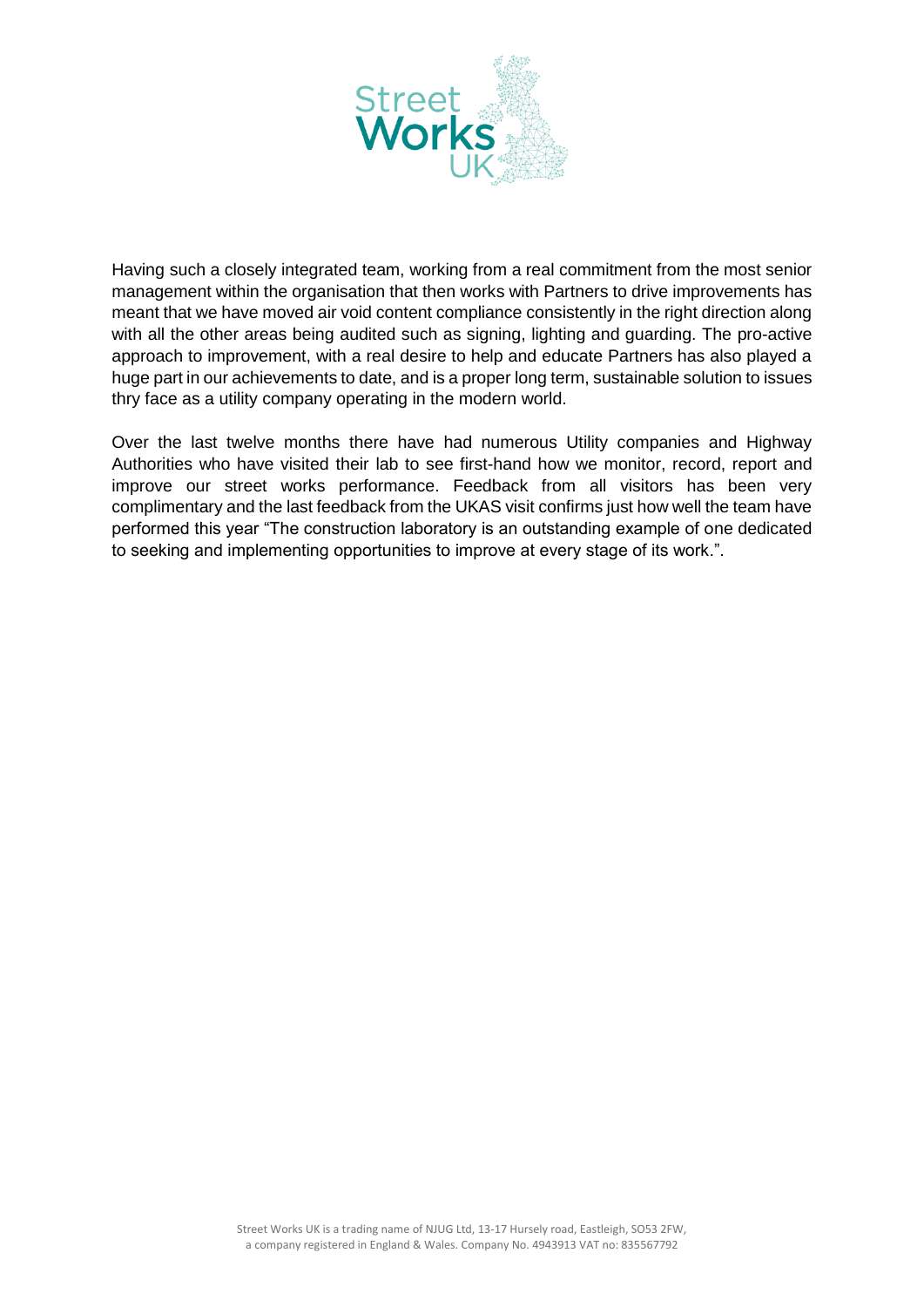Having such a closely integrated team, working from a real commitment from the most senior management within the organisation that then works with Partners to drive improvements has meant that we have moved air void content compliance consistently in the right direction along with all the other areas being audited such as signing, lighting and guarding. The pro-active approach to improvement, with a real desire to help and educate Partners has also played a huge part in our achievements to date, and is a proper long term, sustainable solution to issues thry face as a utility company operating in the modern world.

Over the last twelve months there have had numerous Utility companies and Highway Authorities who have visited their lab to see first-hand how we monitor, record, report and improve our street works performance. Feedback from all visitors has been very complimentary and the last feedback from the UKAS visit confirms just how well the team have performed this year "The construction laboratory is an outstanding example of one dedicated to seeking and implementing opportunities to improve at every stage of its work.".